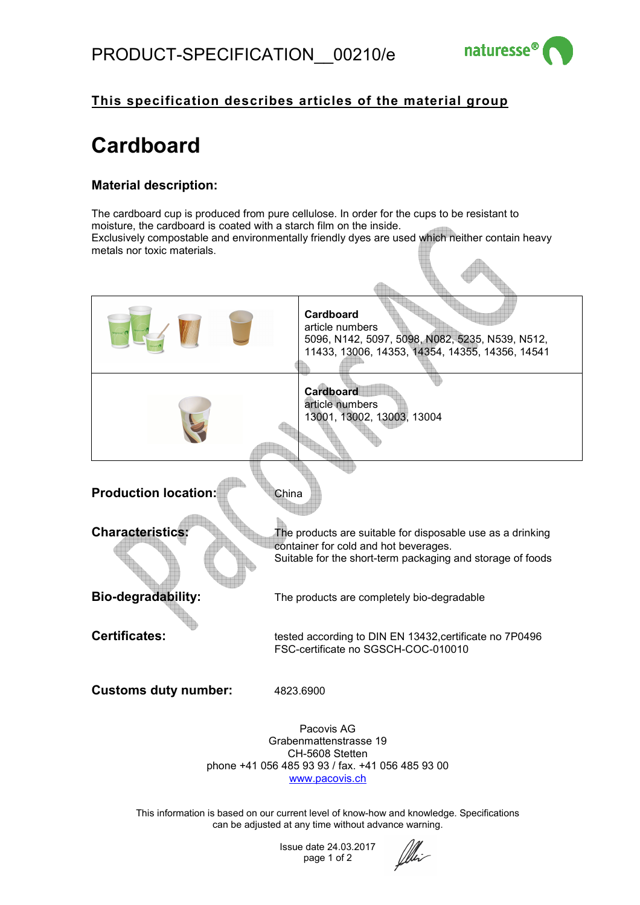# PRODUCT-SPECIFICATION__00210/e

naturesse®

**This specification describes articles of the material group**

# Cardboard

### Material description:

The cardboard cup is produced from pure cellulose. In order for the cups to be resistant to moisture, the cardboard is coated with a starch film on the inside.
Exclusively compostable and environmentally friendly dyes are used which neither contain heavy metals nor toxic materials.

| | |
|---|---|
| | **Cardboard**<br>article numbers<br>5096, N142, 5097, 5098, N082, 5235, N539, N512, 11433, 13006, 14353, 14354, 14355, 14356, 14541 |
| | **Cardboard**<br>article numbers<br>13001, 13002, 13003, 13004 |

**Production location:** China

**Characteristics:** The products are suitable for disposable use as a drinking container for cold and hot beverages.
Suitable for the short-term packaging and storage of foods

**Bio-degradability:** The products are completely bio-degradable

**Certificates:** tested according to DIN EN 13432,certificate no 7P0496
FSC-certificate no SGSCH-COC-010010

**Customs duty number:** 4823.6900

Pacovis AG
Grabenmattenstrasse 19
CH-5608 Stetten
phone +41 056 485 93 93 / fax. +41 056 485 93 00
www.pacovis.ch

This information is based on our current level of know-how and knowledge. Specifications can be adjusted at any time without advance warning.

Issue date 24.03.2017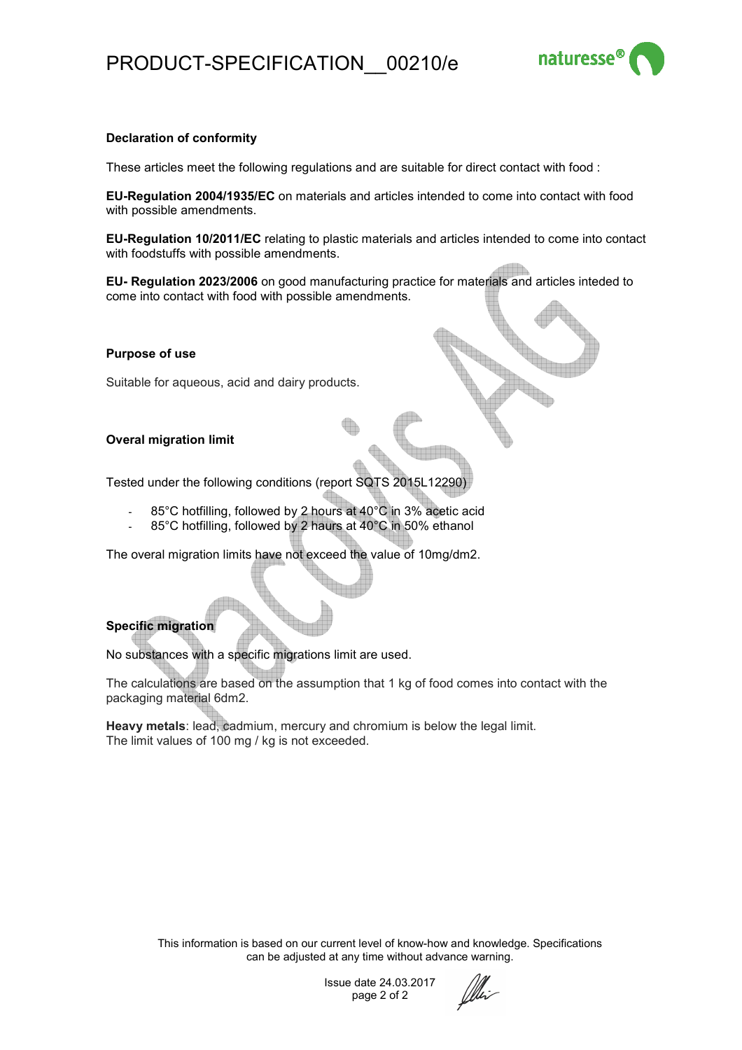# PRODUCT-SPECIFICATION__00210/e

**Declaration of conformity**

These articles meet the following regulations and are suitable for direct contact with food :

**EU-Regulation 2004/1935/EC** on materials and articles intended to come into contact with food with possible amendments.

**EU-Regulation 10/2011/EC** relating to plastic materials and articles intended to come into contact with foodstuffs with possible amendments.

**EU- Regulation 2023/2006** on good manufacturing practice for materials and articles inteded to come into contact with food with possible amendments.

**Purpose of use**

Suitable for aqueous, acid and dairy products.

**Overal migration limit**

Tested under the following conditions (report SQTS 2015L12290)

- 85°C hotfilling, followed by 2 hours at 40°C in 3% acetic acid
- 85°C hotfilling, followed by 2 haurs at 40°C in 50% ethanol

The overal migration limits have not exceed the value of 10mg/dm2.

**Specific migration**

No substances with a specific migrations limit are used.

The calculations are based on the assumption that 1 kg of food comes into contact with the packaging material 6dm2.

**Heavy metals**: lead, cadmium, mercury and chromium is below the legal limit.
The limit values of 100 mg / kg is not exceeded.

This information is based on our current level of know-how and knowledge. Specifications can be adjusted at any time without advance warning.

Issue date 24.03.2017